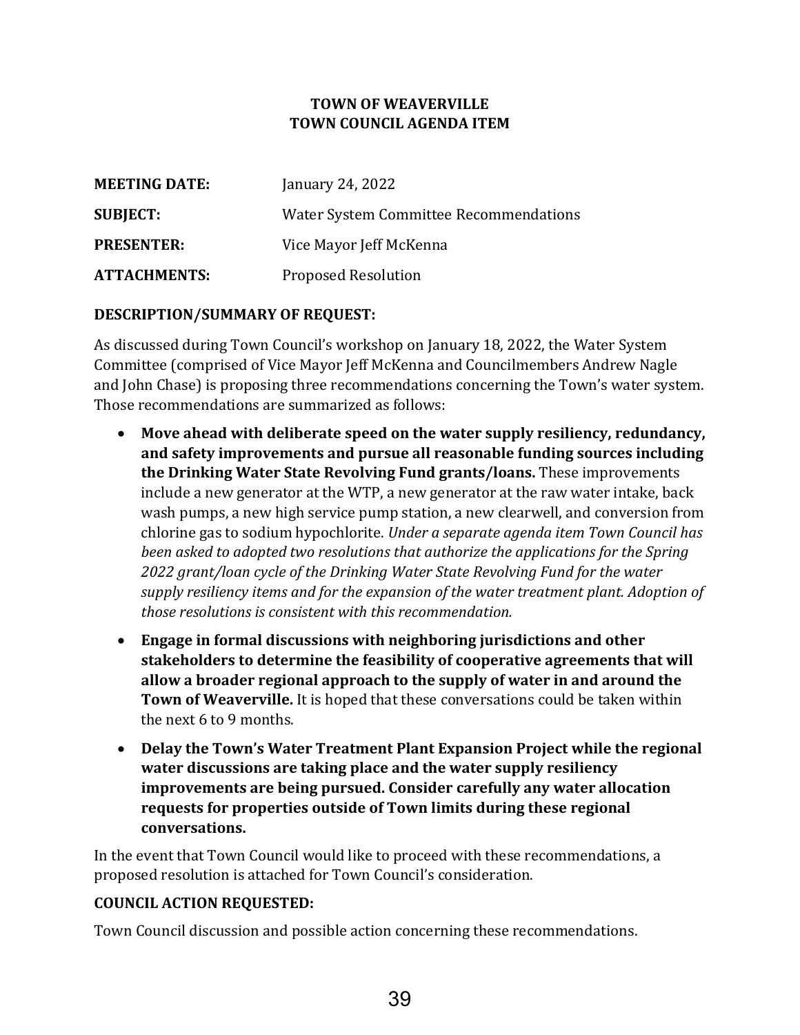# TOWN OF WEAVERVILLE
# TOWN COUNCIL AGENDA ITEM

| | |
|---|---|
| **MEETING DATE:** | January 24, 2022 |
| **SUBJECT:** | Water System Committee Recommendations |
| **PRESENTER:** | Vice Mayor Jeff McKenna |
| **ATTACHMENTS:** | Proposed Resolution |

## DESCRIPTION/SUMMARY OF REQUEST:

As discussed during Town Council's workshop on January 18, 2022, the Water System Committee (comprised of Vice Mayor Jeff McKenna and Councilmembers Andrew Nagle and John Chase) is proposing three recommendations concerning the Town's water system. Those recommendations are summarized as follows:

- **Move ahead with deliberate speed on the water supply resiliency, redundancy, and safety improvements and pursue all reasonable funding sources including the Drinking Water State Revolving Fund grants/loans.** These improvements include a new generator at the WTP, a new generator at the raw water intake, back wash pumps, a new high service pump station, a new clearwell, and conversion from chlorine gas to sodium hypochlorite. *Under a separate agenda item Town Council has been asked to adopted two resolutions that authorize the applications for the Spring 2022 grant/loan cycle of the Drinking Water State Revolving Fund for the water supply resiliency items and for the expansion of the water treatment plant. Adoption of those resolutions is consistent with this recommendation.*
- **Engage in formal discussions with neighboring jurisdictions and other stakeholders to determine the feasibility of cooperative agreements that will allow a broader regional approach to the supply of water in and around the Town of Weaverville.** It is hoped that these conversations could be taken within the next 6 to 9 months.
- **Delay the Town's Water Treatment Plant Expansion Project while the regional water discussions are taking place and the water supply resiliency improvements are being pursued. Consider carefully any water allocation requests for properties outside of Town limits during these regional conversations.**

In the event that Town Council would like to proceed with these recommendations, a proposed resolution is attached for Town Council's consideration.

## COUNCIL ACTION REQUESTED:

Town Council discussion and possible action concerning these recommendations.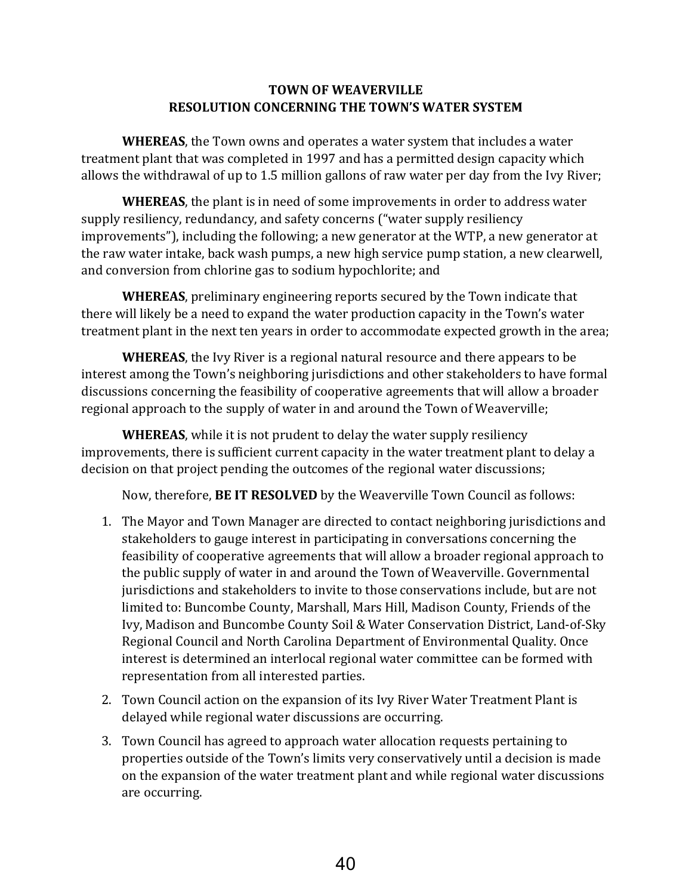**TOWN OF WEAVERVILLE**
**RESOLUTION CONCERNING THE TOWN'S WATER SYSTEM**

**WHEREAS**, the Town owns and operates a water system that includes a water treatment plant that was completed in 1997 and has a permitted design capacity which allows the withdrawal of up to 1.5 million gallons of raw water per day from the Ivy River;

**WHEREAS**, the plant is in need of some improvements in order to address water supply resiliency, redundancy, and safety concerns ("water supply resiliency improvements"), including the following; a new generator at the WTP, a new generator at the raw water intake, back wash pumps, a new high service pump station, a new clearwell, and conversion from chlorine gas to sodium hypochlorite; and

**WHEREAS**, preliminary engineering reports secured by the Town indicate that there will likely be a need to expand the water production capacity in the Town's water treatment plant in the next ten years in order to accommodate expected growth in the area;

**WHEREAS**, the Ivy River is a regional natural resource and there appears to be interest among the Town's neighboring jurisdictions and other stakeholders to have formal discussions concerning the feasibility of cooperative agreements that will allow a broader regional approach to the supply of water in and around the Town of Weaverville;

**WHEREAS**, while it is not prudent to delay the water supply resiliency improvements, there is sufficient current capacity in the water treatment plant to delay a decision on that project pending the outcomes of the regional water discussions;

Now, therefore, **BE IT RESOLVED** by the Weaverville Town Council as follows:

1. The Mayor and Town Manager are directed to contact neighboring jurisdictions and stakeholders to gauge interest in participating in conversations concerning the feasibility of cooperative agreements that will allow a broader regional approach to the public supply of water in and around the Town of Weaverville. Governmental jurisdictions and stakeholders to invite to those conservations include, but are not limited to: Buncombe County, Marshall, Mars Hill, Madison County, Friends of the Ivy, Madison and Buncombe County Soil & Water Conservation District, Land-of-Sky Regional Council and North Carolina Department of Environmental Quality. Once interest is determined an interlocal regional water committee can be formed with representation from all interested parties.
2. Town Council action on the expansion of its Ivy River Water Treatment Plant is delayed while regional water discussions are occurring.
3. Town Council has agreed to approach water allocation requests pertaining to properties outside of the Town's limits very conservatively until a decision is made on the expansion of the water treatment plant and while regional water discussions are occurring.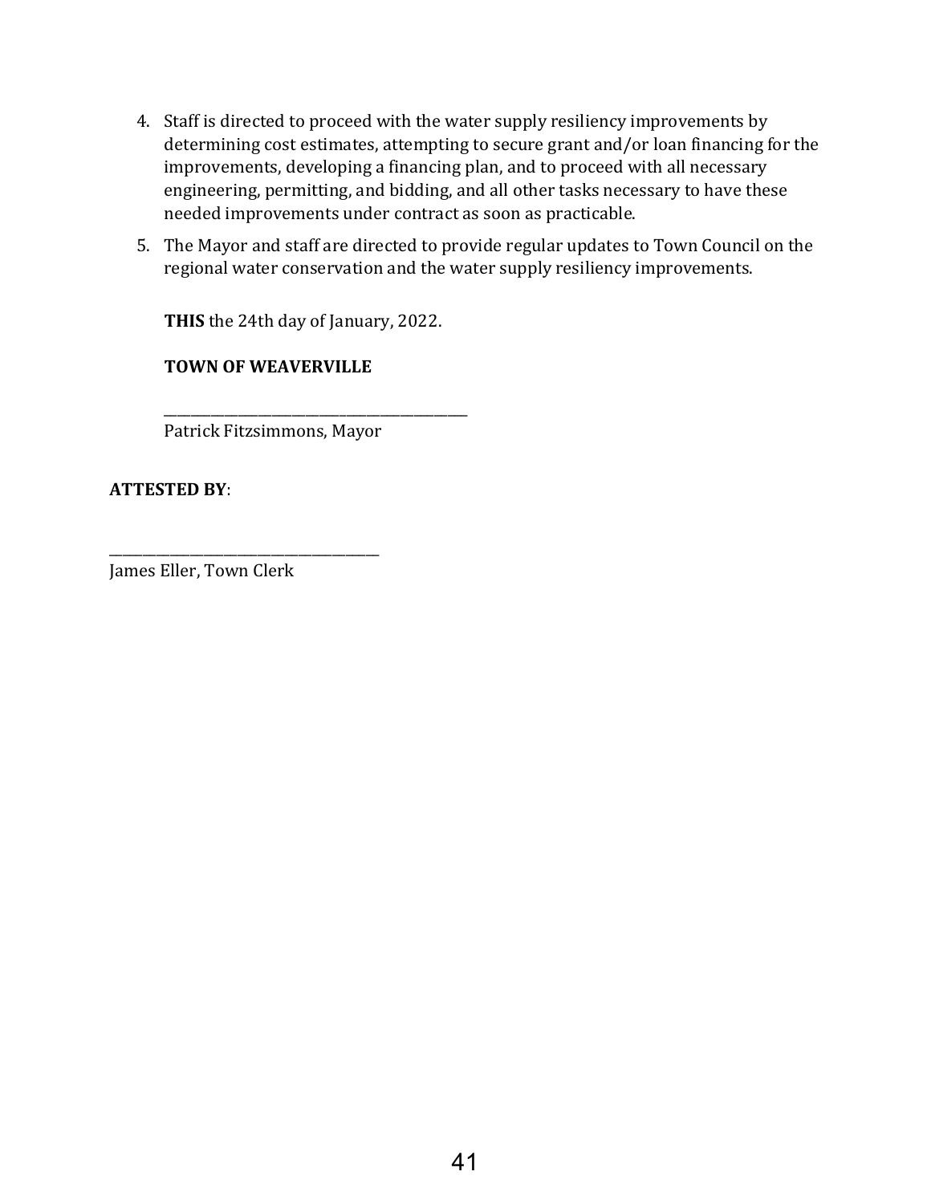4. Staff is directed to proceed with the water supply resiliency improvements by determining cost estimates, attempting to secure grant and/or loan financing for the improvements, developing a financing plan, and to proceed with all necessary engineering, permitting, and bidding, and all other tasks necessary to have these needed improvements under contract as soon as practicable.
5. The Mayor and staff are directed to provide regular updates to Town Council on the regional water conservation and the water supply resiliency improvements.

**THIS** the 24th day of January, 2022.

**TOWN OF WEAVERVILLE**

\_\_\_\_\_\_\_\_\_\_\_\_\_\_\_\_\_\_\_\_\_\_\_\_\_\_\_\_\_\_\_\_\_\_\_\_\_\_\_\_\_\_\_\_

Patrick Fitzsimmons, Mayor

**ATTESTED BY**:

\_\_\_\_\_\_\_\_\_\_\_\_\_\_\_\_\_\_\_\_\_\_\_\_\_\_\_\_\_\_\_\_\_\_\_\_\_\_\_

James Eller, Town Clerk